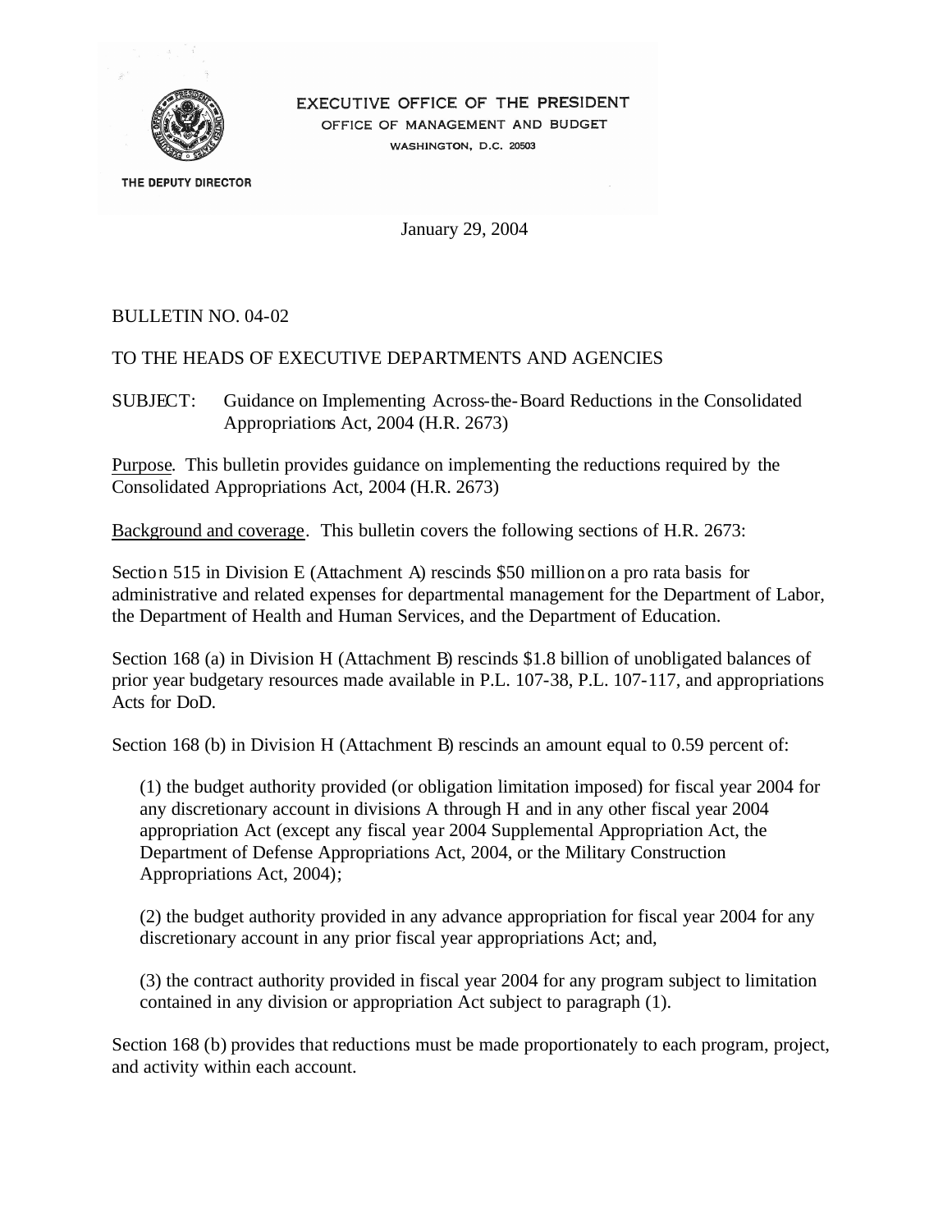EXECUTIVE OFFICE OF THE PRESIDENT

OFFICE OF MANAGEMENT AND BUDGET

WASHINGTON, D.C. 20503

THE DEPUTY DIRECTOR

January 29, 2004

BULLETIN NO. 04-02

TO THE HEADS OF EXECUTIVE DEPARTMENTS AND AGENCIES

SUBJECT: Guidance on Implementing Across-the-Board Reductions in the Consolidated Appropriations Act, 2004 (H.R. 2673)

<u>Purpose</u>. This bulletin provides guidance on implementing the reductions required by the Consolidated Appropriations Act, 2004 (H.R. 2673)

<u>Background and coverage</u>. This bulletin covers the following sections of H.R. 2673:

Section 515 in Division E (Attachment A) rescinds $50 million on a pro rata basis for administrative and related expenses for departmental management for the Department of Labor, the Department of Health and Human Services, and the Department of Education.

Section 168 (a) in Division H (Attachment B) rescinds $1.8 billion of unobligated balances of prior year budgetary resources made available in P.L. 107-38, P.L. 107-117, and appropriations Acts for DoD.

Section 168 (b) in Division H (Attachment B) rescinds an amount equal to 0.59 percent of:

(1) the budget authority provided (or obligation limitation imposed) for fiscal year 2004 for any discretionary account in divisions A through H and in any other fiscal year 2004 appropriation Act (except any fiscal year 2004 Supplemental Appropriation Act, the Department of Defense Appropriations Act, 2004, or the Military Construction Appropriations Act, 2004);

(2) the budget authority provided in any advance appropriation for fiscal year 2004 for any discretionary account in any prior fiscal year appropriations Act; and,

(3) the contract authority provided in fiscal year 2004 for any program subject to limitation contained in any division or appropriation Act subject to paragraph (1).

Section 168 (b) provides that reductions must be made proportionately to each program, project, and activity within each account.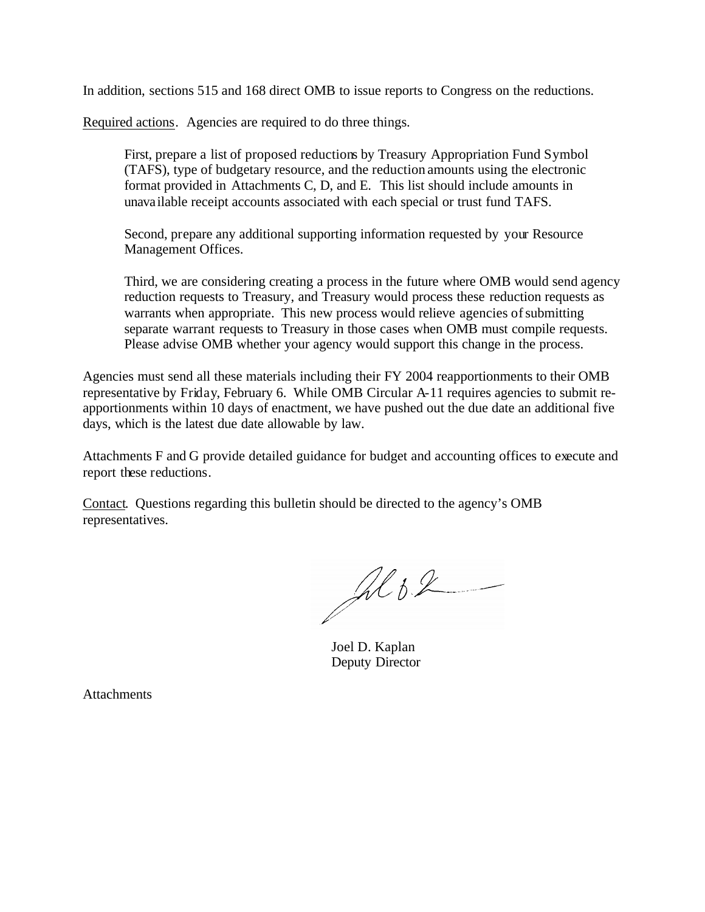In addition, sections 515 and 168 direct OMB to issue reports to Congress on the reductions.

Required actions. Agencies are required to do three things.

> First, prepare a list of proposed reductions by Treasury Appropriation Fund Symbol (TAFS), type of budgetary resource, and the reduction amounts using the electronic format provided in Attachments C, D, and E. This list should include amounts in unavailable receipt accounts associated with each special or trust fund TAFS.
>
> Second, prepare any additional supporting information requested by your Resource Management Offices.
>
> Third, we are considering creating a process in the future where OMB would send agency reduction requests to Treasury, and Treasury would process these reduction requests as warrants when appropriate. This new process would relieve agencies of submitting separate warrant requests to Treasury in those cases when OMB must compile requests. Please advise OMB whether your agency would support this change in the process.

Agencies must send all these materials including their FY 2004 reapportionments to their OMB representative by Friday, February 6. While OMB Circular A-11 requires agencies to submit reapportionments within 10 days of enactment, we have pushed out the due date an additional five days, which is the latest due date allowable by law.

Attachments F and G provide detailed guidance for budget and accounting offices to execute and report these reductions.

Contact. Questions regarding this bulletin should be directed to the agency's OMB representatives.

Joel D. Kaplan
Deputy Director

Attachments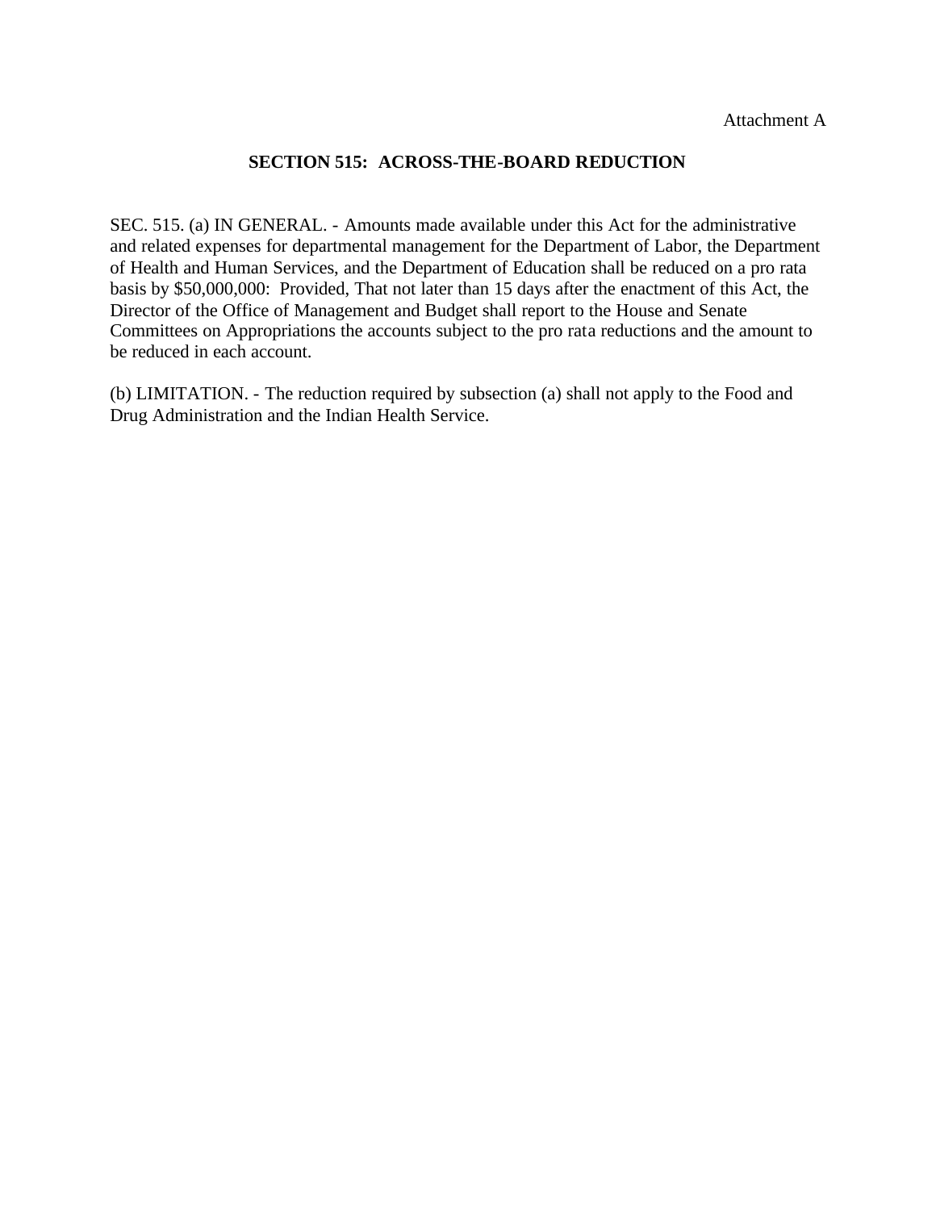Attachment A

## SECTION 515: ACROSS-THE-BOARD REDUCTION

SEC. 515. (a) IN GENERAL. - Amounts made available under this Act for the administrative and related expenses for departmental management for the Department of Labor, the Department of Health and Human Services, and the Department of Education shall be reduced on a pro rata basis by $50,000,000: Provided, That not later than 15 days after the enactment of this Act, the Director of the Office of Management and Budget shall report to the House and Senate Committees on Appropriations the accounts subject to the pro rata reductions and the amount to be reduced in each account.

(b) LIMITATION. - The reduction required by subsection (a) shall not apply to the Food and Drug Administration and the Indian Health Service.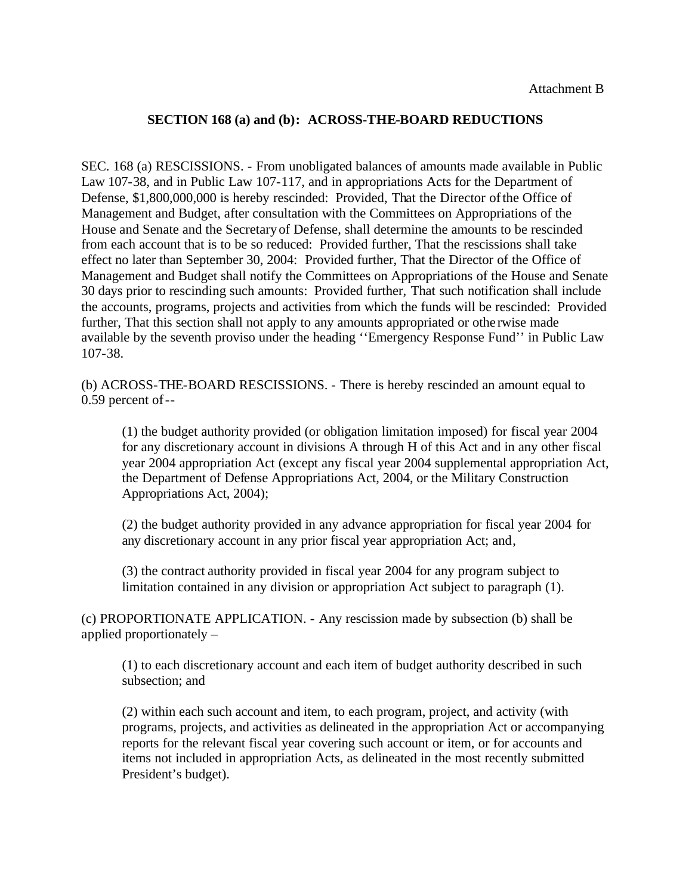Attachment B

**SECTION 168 (a) and (b): ACROSS-THE-BOARD REDUCTIONS**

SEC. 168 (a) RESCISSIONS. - From unobligated balances of amounts made available in Public Law 107-38, and in Public Law 107-117, and in appropriations Acts for the Department of Defense, $1,800,000,000 is hereby rescinded: Provided, That the Director of the Office of Management and Budget, after consultation with the Committees on Appropriations of the House and Senate and the Secretary of Defense, shall determine the amounts to be rescinded from each account that is to be so reduced: Provided further, That the rescissions shall take effect no later than September 30, 2004: Provided further, That the Director of the Office of Management and Budget shall notify the Committees on Appropriations of the House and Senate 30 days prior to rescinding such amounts: Provided further, That such notification shall include the accounts, programs, projects and activities from which the funds will be rescinded: Provided further, That this section shall not apply to any amounts appropriated or otherwise made available by the seventh proviso under the heading ''Emergency Response Fund'' in Public Law 107-38.

(b) ACROSS-THE-BOARD RESCISSIONS. - There is hereby rescinded an amount equal to 0.59 percent of--

> (1) the budget authority provided (or obligation limitation imposed) for fiscal year 2004 for any discretionary account in divisions A through H of this Act and in any other fiscal year 2004 appropriation Act (except any fiscal year 2004 supplemental appropriation Act, the Department of Defense Appropriations Act, 2004, or the Military Construction Appropriations Act, 2004);
>
> (2) the budget authority provided in any advance appropriation for fiscal year 2004 for any discretionary account in any prior fiscal year appropriation Act; and,
>
> (3) the contract authority provided in fiscal year 2004 for any program subject to limitation contained in any division or appropriation Act subject to paragraph (1).

(c) PROPORTIONATE APPLICATION. - Any rescission made by subsection (b) shall be applied proportionately –

> (1) to each discretionary account and each item of budget authority described in such subsection; and
>
> (2) within each such account and item, to each program, project, and activity (with programs, projects, and activities as delineated in the appropriation Act or accompanying reports for the relevant fiscal year covering such account or item, or for accounts and items not included in appropriation Acts, as delineated in the most recently submitted President's budget).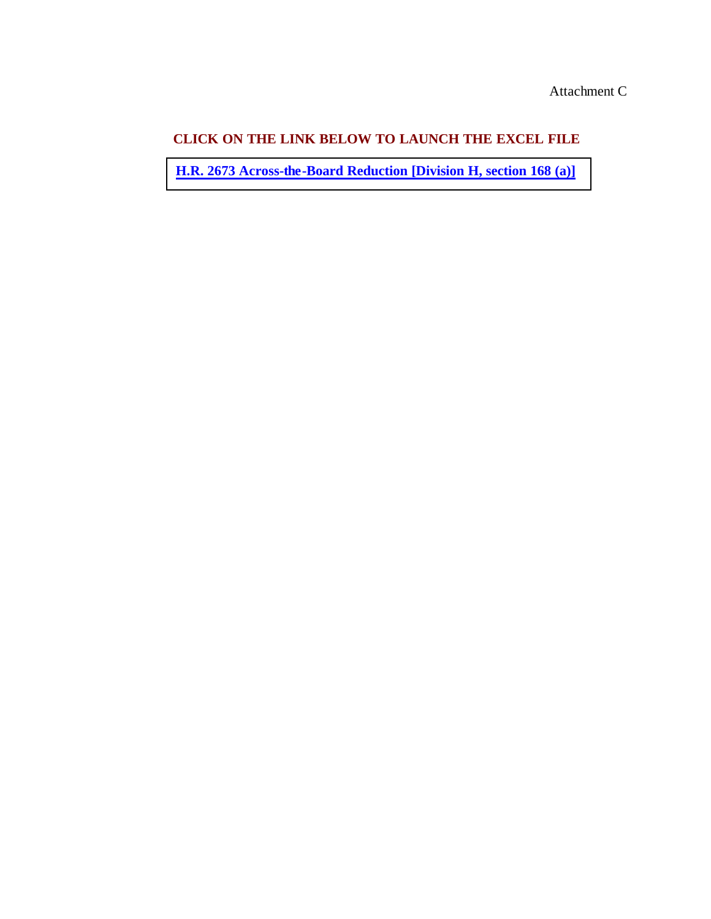Attachment C

**CLICK ON THE LINK BELOW TO LAUNCH THE EXCEL FILE**

**H.R. 2673 Across-the-Board Reduction [Division H, section 168 (a)]**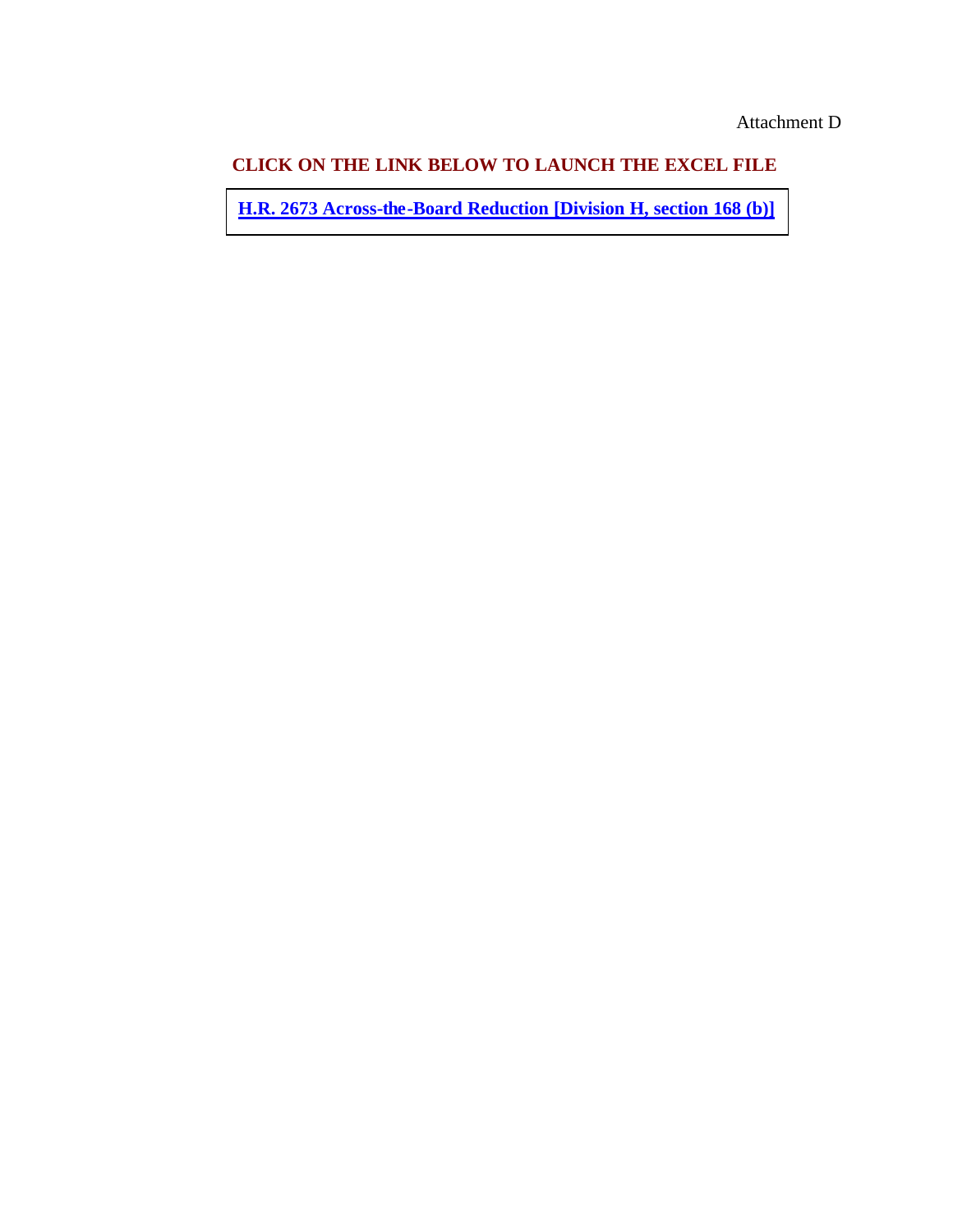Attachment D

**CLICK ON THE LINK BELOW TO LAUNCH THE EXCEL FILE**

**H.R. 2673 Across-the-Board Reduction [Division H, section 168 (b)]**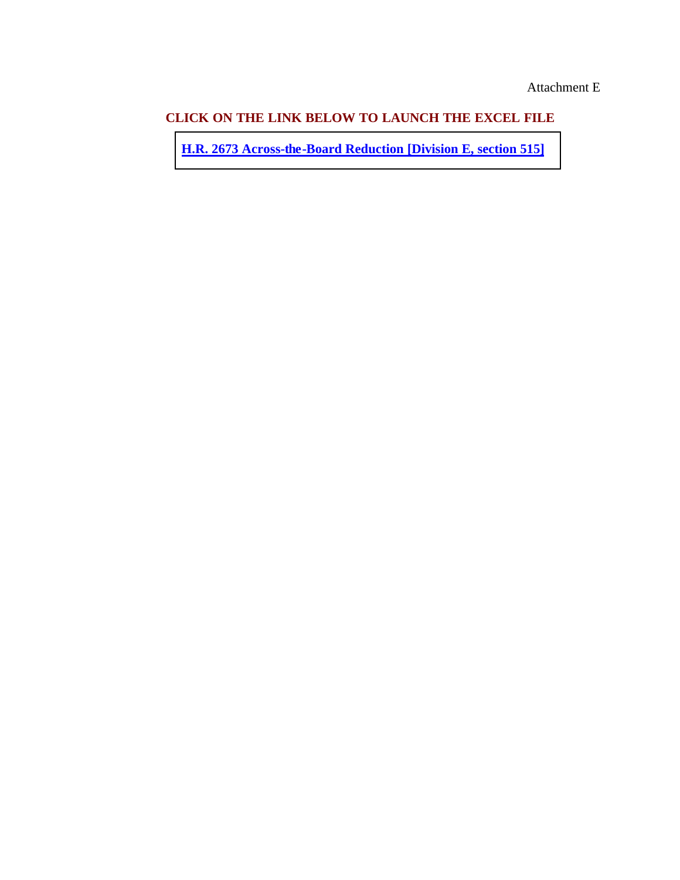Attachment E

**CLICK ON THE LINK BELOW TO LAUNCH THE EXCEL FILE**

**H.R. 2673 Across-the-Board Reduction [Division E, section 515]**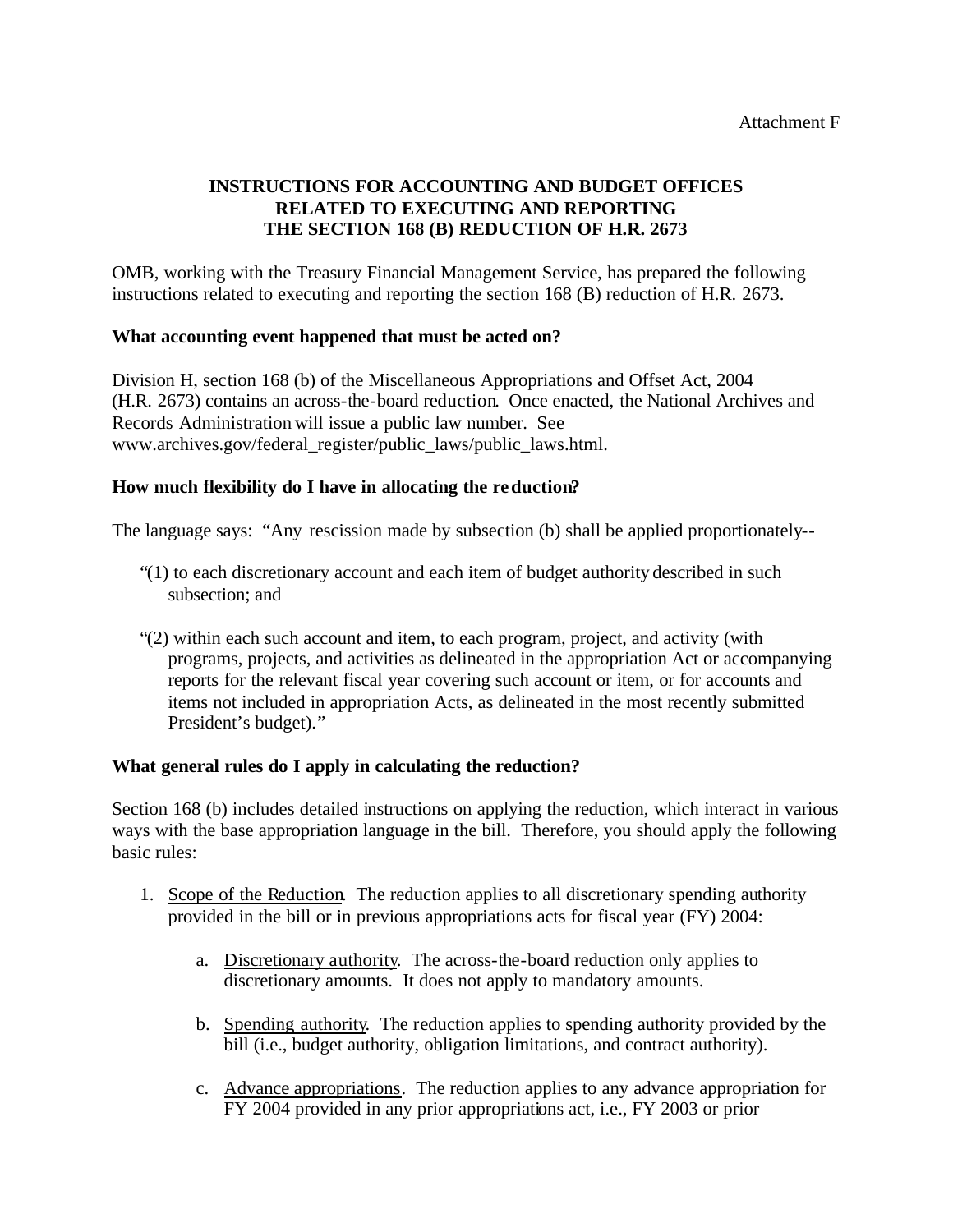Attachment F

**INSTRUCTIONS FOR ACCOUNTING AND BUDGET OFFICES RELATED TO EXECUTING AND REPORTING THE SECTION 168 (B) REDUCTION OF H.R. 2673**

OMB, working with the Treasury Financial Management Service, has prepared the following instructions related to executing and reporting the section 168 (B) reduction of H.R. 2673.

**What accounting event happened that must be acted on?**

Division H, section 168 (b) of the Miscellaneous Appropriations and Offset Act, 2004 (H.R. 2673) contains an across-the-board reduction. Once enacted, the National Archives and Records Administration will issue a public law number. See www.archives.gov/federal_register/public_laws/public_laws.html.

**How much flexibility do I have in allocating the reduction?**

The language says: "Any rescission made by subsection (b) shall be applied proportionately--

"(1) to each discretionary account and each item of budget authority described in such subsection; and

"(2) within each such account and item, to each program, project, and activity (with programs, projects, and activities as delineated in the appropriation Act or accompanying reports for the relevant fiscal year covering such account or item, or for accounts and items not included in appropriation Acts, as delineated in the most recently submitted President's budget)."

**What general rules do I apply in calculating the reduction?**

Section 168 (b) includes detailed instructions on applying the reduction, which interact in various ways with the base appropriation language in the bill. Therefore, you should apply the following basic rules:

1. Scope of the Reduction. The reduction applies to all discretionary spending authority provided in the bill or in previous appropriations acts for fiscal year (FY) 2004:

    a. Discretionary authority. The across-the-board reduction only applies to discretionary amounts. It does not apply to mandatory amounts.

    b. Spending authority. The reduction applies to spending authority provided by the bill (i.e., budget authority, obligation limitations, and contract authority).

    c. Advance appropriations. The reduction applies to any advance appropriation for FY 2004 provided in any prior appropriations act, i.e., FY 2003 or prior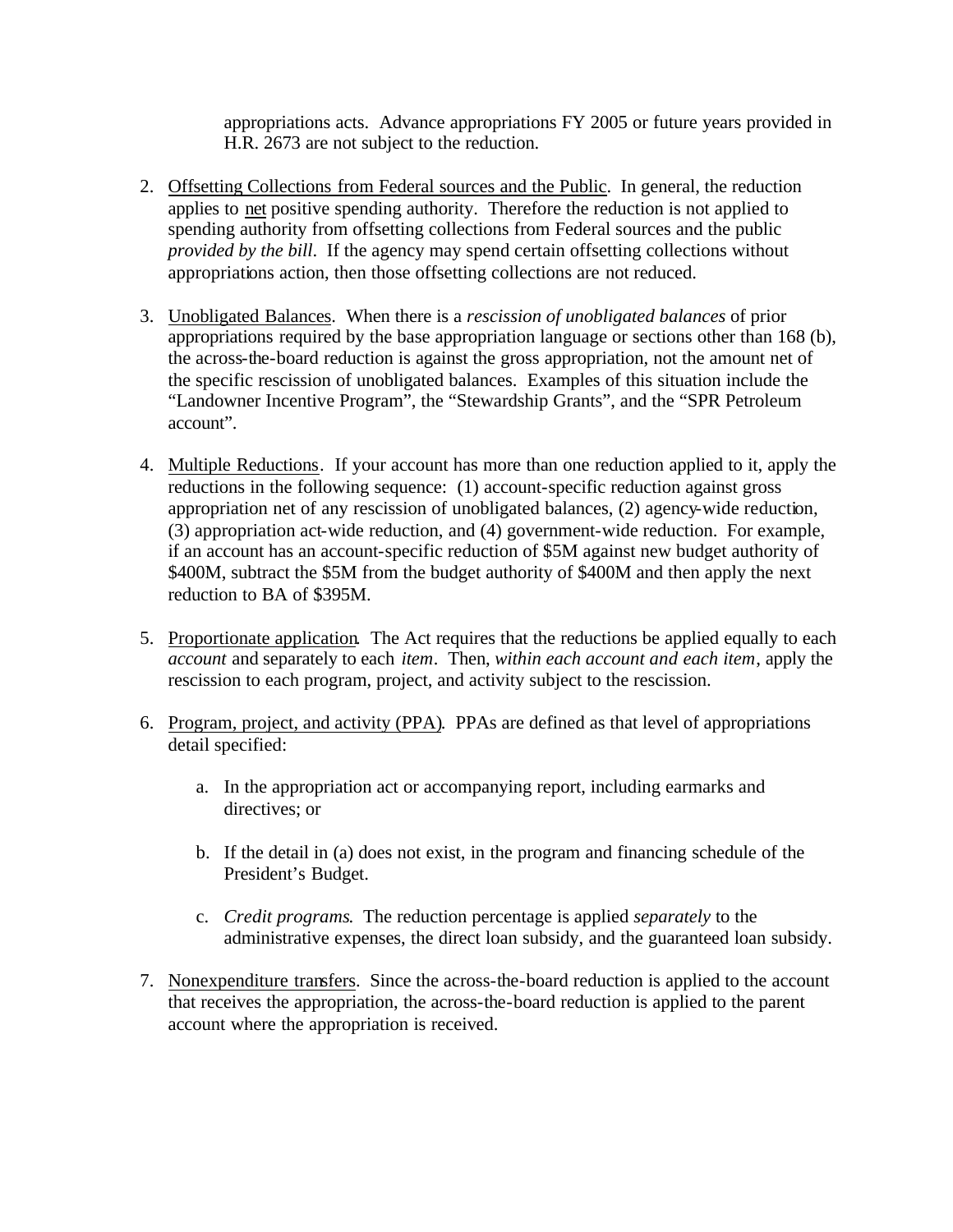appropriations acts. Advance appropriations FY 2005 or future years provided in H.R. 2673 are not subject to the reduction.

2. Offsetting Collections from Federal sources and the Public. In general, the reduction applies to net positive spending authority. Therefore the reduction is not applied to spending authority from offsetting collections from Federal sources and the public *provided by the bill*. If the agency may spend certain offsetting collections without appropriations action, then those offsetting collections are not reduced.

3. Unobligated Balances. When there is a *rescission of unobligated balances* of prior appropriations required by the base appropriation language or sections other than 168 (b), the across-the-board reduction is against the gross appropriation, not the amount net of the specific rescission of unobligated balances. Examples of this situation include the "Landowner Incentive Program", the "Stewardship Grants", and the "SPR Petroleum account".

4. Multiple Reductions. If your account has more than one reduction applied to it, apply the reductions in the following sequence: (1) account-specific reduction against gross appropriation net of any rescission of unobligated balances, (2) agency-wide reduction, (3) appropriation act-wide reduction, and (4) government-wide reduction. For example, if an account has an account-specific reduction of $5M against new budget authority of $400M, subtract the $5M from the budget authority of $400M and then apply the next reduction to BA of $395M.

5. Proportionate application. The Act requires that the reductions be applied equally to each *account* and separately to each *item*. Then, *within each account and each item*, apply the rescission to each program, project, and activity subject to the rescission.

6. Program, project, and activity (PPA). PPAs are defined as that level of appropriations detail specified:

   a. In the appropriation act or accompanying report, including earmarks and directives; or

   b. If the detail in (a) does not exist, in the program and financing schedule of the President's Budget.

   c. *Credit programs*. The reduction percentage is applied *separately* to the administrative expenses, the direct loan subsidy, and the guaranteed loan subsidy.

7. Nonexpenditure transfers. Since the across-the-board reduction is applied to the account that receives the appropriation, the across-the-board reduction is applied to the parent account where the appropriation is received.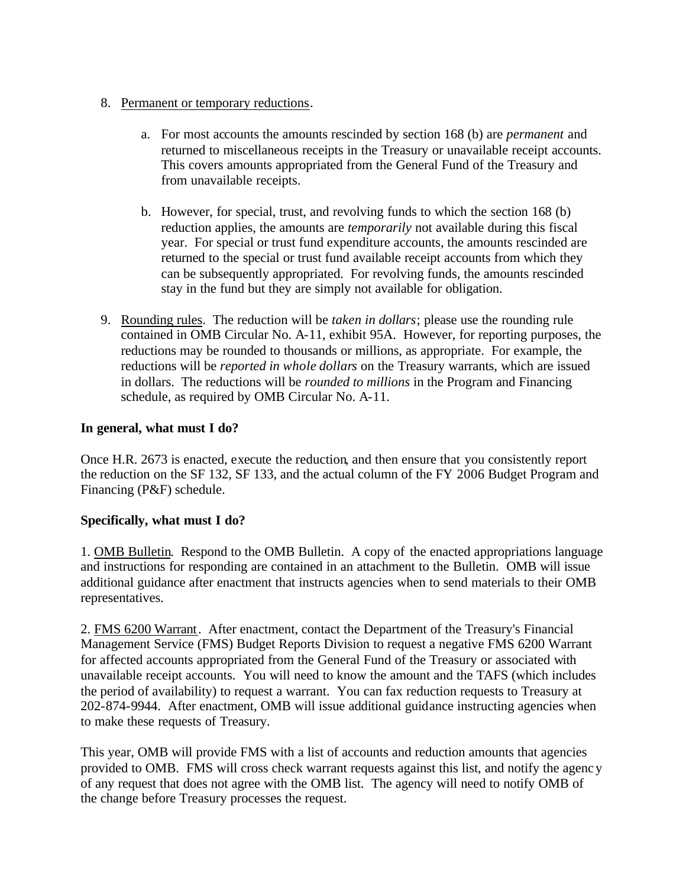8. <u>Permanent or temporary reductions</u>.

    a. For most accounts the amounts rescinded by section 168 (b) are *permanent* and returned to miscellaneous receipts in the Treasury or unavailable receipt accounts. This covers amounts appropriated from the General Fund of the Treasury and from unavailable receipts.

    b. However, for special, trust, and revolving funds to which the section 168 (b) reduction applies, the amounts are *temporarily* not available during this fiscal year. For special or trust fund expenditure accounts, the amounts rescinded are returned to the special or trust fund available receipt accounts from which they can be subsequently appropriated. For revolving funds, the amounts rescinded stay in the fund but they are simply not available for obligation.

9. <u>Rounding rules</u>. The reduction will be *taken in dollars*; please use the rounding rule contained in OMB Circular No. A-11, exhibit 95A. However, for reporting purposes, the reductions may be rounded to thousands or millions, as appropriate. For example, the reductions will be *reported in whole dollars* on the Treasury warrants, which are issued in dollars. The reductions will be *rounded to millions* in the Program and Financing schedule, as required by OMB Circular No. A-11.

**In general, what must I do?**

Once H.R. 2673 is enacted, execute the reduction, and then ensure that you consistently report the reduction on the SF 132, SF 133, and the actual column of the FY 2006 Budget Program and Financing (P&F) schedule.

**Specifically, what must I do?**

1. <u>OMB Bulletin</u>. Respond to the OMB Bulletin. A copy of the enacted appropriations language and instructions for responding are contained in an attachment to the Bulletin. OMB will issue additional guidance after enactment that instructs agencies when to send materials to their OMB representatives.

2. <u>FMS 6200 Warrant</u>. After enactment, contact the Department of the Treasury's Financial Management Service (FMS) Budget Reports Division to request a negative FMS 6200 Warrant for affected accounts appropriated from the General Fund of the Treasury or associated with unavailable receipt accounts. You will need to know the amount and the TAFS (which includes the period of availability) to request a warrant. You can fax reduction requests to Treasury at 202-874-9944. After enactment, OMB will issue additional guidance instructing agencies when to make these requests of Treasury.

This year, OMB will provide FMS with a list of accounts and reduction amounts that agencies provided to OMB. FMS will cross check warrant requests against this list, and notify the agency of any request that does not agree with the OMB list. The agency will need to notify OMB of the change before Treasury processes the request.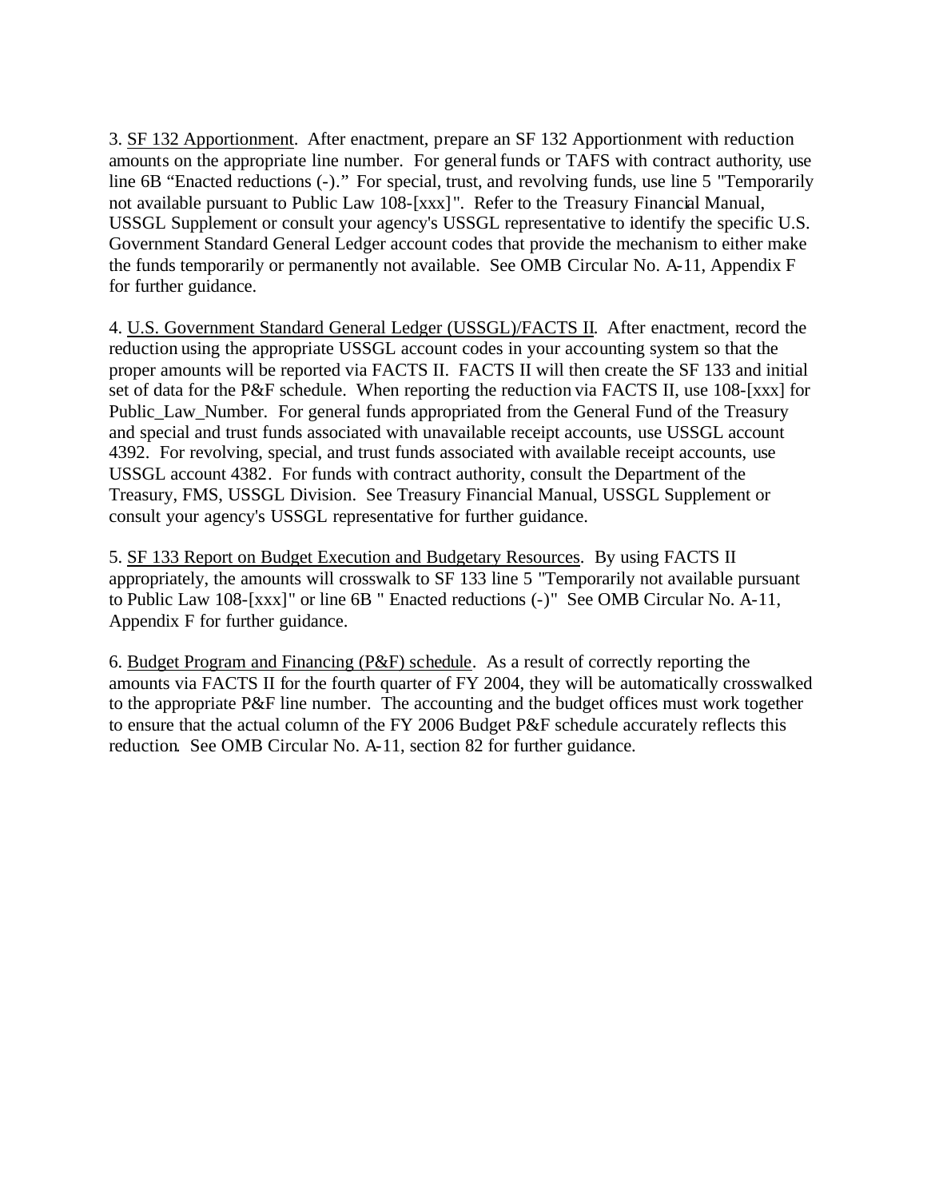3. <u>SF 132 Apportionment</u>. After enactment, prepare an SF 132 Apportionment with reduction amounts on the appropriate line number. For general funds or TAFS with contract authority, use line 6B "Enacted reductions (-)." For special, trust, and revolving funds, use line 5 "Temporarily not available pursuant to Public Law 108-[xxx]". Refer to the Treasury Financial Manual, USSGL Supplement or consult your agency's USSGL representative to identify the specific U.S. Government Standard General Ledger account codes that provide the mechanism to either make the funds temporarily or permanently not available. See OMB Circular No. A-11, Appendix F for further guidance.

4. <u>U.S. Government Standard General Ledger (USSGL)/FACTS II</u>. After enactment, record the reduction using the appropriate USSGL account codes in your accounting system so that the proper amounts will be reported via FACTS II. FACTS II will then create the SF 133 and initial set of data for the P&F schedule. When reporting the reduction via FACTS II, use 108-[xxx] for Public_Law_Number. For general funds appropriated from the General Fund of the Treasury and special and trust funds associated with unavailable receipt accounts, use USSGL account 4392. For revolving, special, and trust funds associated with available receipt accounts, use USSGL account 4382. For funds with contract authority, consult the Department of the Treasury, FMS, USSGL Division. See Treasury Financial Manual, USSGL Supplement or consult your agency's USSGL representative for further guidance.

5. <u>SF 133 Report on Budget Execution and Budgetary Resources</u>. By using FACTS II appropriately, the amounts will crosswalk to SF 133 line 5 "Temporarily not available pursuant to Public Law 108-[xxx]" or line 6B " Enacted reductions (-)" See OMB Circular No. A-11, Appendix F for further guidance.

6. <u>Budget Program and Financing (P&F) schedule</u>. As a result of correctly reporting the amounts via FACTS II for the fourth quarter of FY 2004, they will be automatically crosswalked to the appropriate P&F line number. The accounting and the budget offices must work together to ensure that the actual column of the FY 2006 Budget P&F schedule accurately reflects this reduction. See OMB Circular No. A-11, section 82 for further guidance.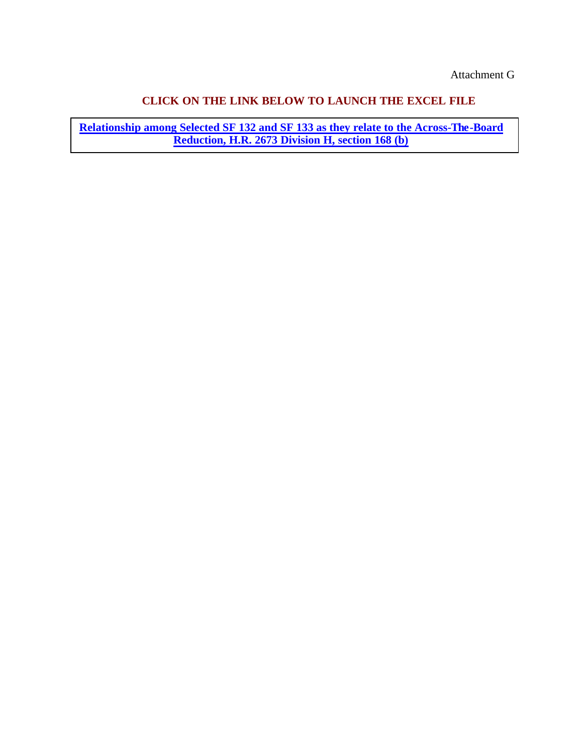Attachment G

**CLICK ON THE LINK BELOW TO LAUNCH THE EXCEL FILE**

**Relationship among Selected SF 132 and SF 133 as they relate to the Across-The-Board Reduction, H.R. 2673 Division H, section 168 (b)**